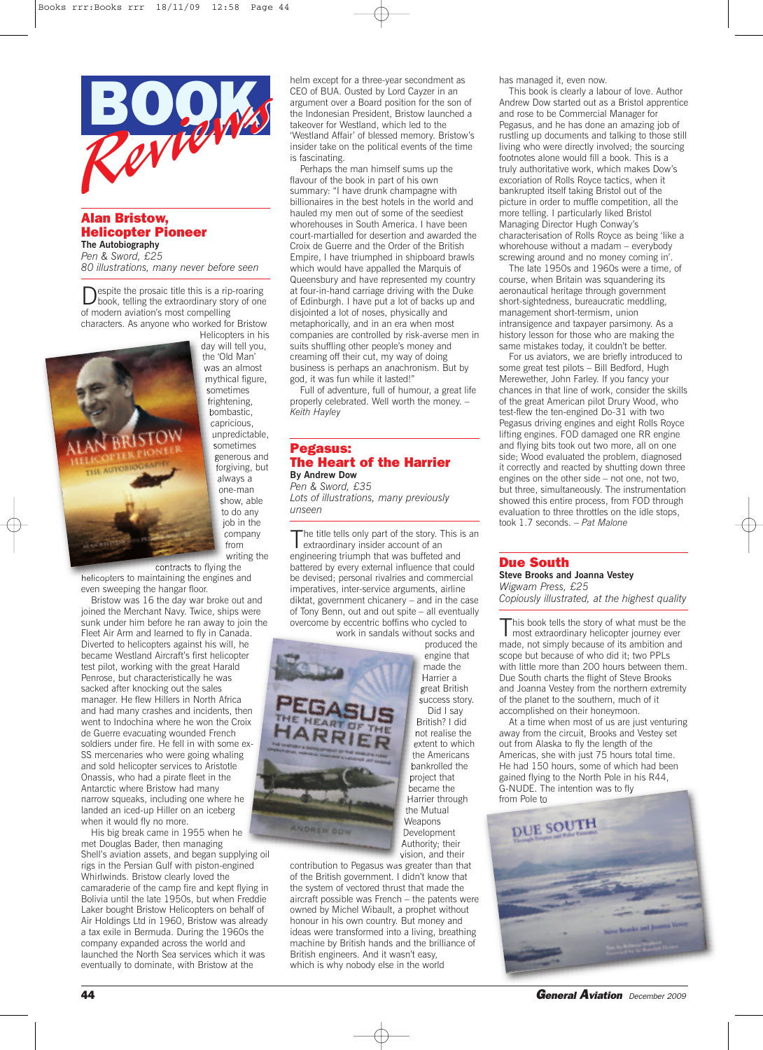# Book Reviews

## Alan Bristow, Helicopter Pioneer

**The Autobiography**

*Pen & Sword, £25*

*80 illustrations, many never before seen*

Despite the prosaic title this is a rip-roaring book, telling the extraordinary story of one of modern aviation's most compelling characters. As anyone who worked for Bristow Helicopters in his day will tell you, the 'Old Man' was an almost mythical figure, sometimes frightening, bombastic, capricious, unpredictable, sometimes generous and forgiving, but always a one-man show, able to do any job in the company from writing the contracts to flying the helicopters to maintaining the engines and even sweeping the hangar floor.

Bristow was 16 the day war broke out and joined the Merchant Navy. Twice, ships were sunk under him before he ran away to join the Fleet Air Arm and learned to fly in Canada. Diverted to helicopters against his will, he became Westland Aircraft's first helicopter test pilot, working with the great Harald Penrose, but characteristically he was sacked after knocking out the sales manager. He flew Hillers in North Africa and had many crashes and incidents, then went to Indochina where he won the Croix de Guerre evacuating wounded French soldiers under fire. He fell in with some ex-SS mercenaries who were going whaling and sold helicopter services to Aristotle Onassis, who had a pirate fleet in the Antarctic where Bristow had many narrow squeaks, including one where he landed an iced-up Hiller on an iceberg when it would fly no more.

His big break came in 1955 when he met Douglas Bader, then managing Shell's aviation assets, and began supplying oil rigs in the Persian Gulf with piston-engined Whirlwinds. Bristow clearly loved the camaraderie of the camp fire and kept flying in Bolivia until the late 1950s, but when Freddie Laker bought Bristow Helicopters on behalf of Air Holdings Ltd in 1960, Bristow was already a tax exile in Bermuda. During the 1960s the company expanded across the world and launched the North Sea services which it was eventually to dominate, with Bristow at the helm except for a three-year secondment as CEO of BUA. Ousted by Lord Cayzer in an argument over a Board position for the son of the Indonesian President, Bristow launched a takeover for Westland, which led to the 'Westland Affair' of blessed memory. Bristow's insider take on the political events of the time is fascinating.

Perhaps the man himself sums up the flavour of the book in part of his own summary: "I have drunk champagne with billionaires in the best hotels in the world and hauled my men out of some of the seediest whorehouses in South America. I have been court-martialled for desertion and awarded the Croix de Guerre and the Order of the British Empire, I have triumphed in shipboard brawls which would have appalled the Marquis of Queensbury and have represented my country at four-in-hand carriage driving with the Duke of Edinburgh. I have put a lot of backs up and disjointed a lot of noses, physically and metaphorically, and in an era when most companies are controlled by risk-averse men in suits shuffling other people's money and creaming off their cut, my way of doing business is perhaps an anachronism. But by god, it was fun while it lasted!"

Full of adventure, full of humour, a great life properly celebrated. Well worth the money. – *Keith Hayley*

## Pegasus: The Heart of the Harrier

**By Andrew Dow**

*Pen & Sword, £35*

*Lots of illustrations, many previously unseen*

The title tells only part of the story. This is an extraordinary insider account of an engineering triumph that was buffeted and battered by every external influence that could be devised; personal rivalries and commercial imperatives, inter-service arguments, airline diktat, government chicanery – and in the case of Tony Benn, out and out spite – all eventually overcome by eccentric boffins who cycled to work in sandals without socks and produced the engine that made the Harrier a great British success story.

Did I say British? I did not realise the extent to which the Americans bankrolled the project that became the Harrier through the Mutual Weapons Development Authority; their vision, and their contribution to Pegasus was greater than that of the British government. I didn't know that the system of vectored thrust that made the aircraft possible was French – the patents were owned by Michel Wibault, a prophet without honour in his own country. But money and ideas were transformed into a living, breathing machine by British hands and the brilliance of British engineers. And it wasn't easy, which is why nobody else in the world has managed it, even now.

This book is clearly a labour of love. Author Andrew Dow started out as a Bristol apprentice and rose to be Commercial Manager for Pegasus, and he has done an amazing job of rustling up documents and talking to those still living who were directly involved; the sourcing footnotes alone would fill a book. This is a truly authoritative work, which makes Dow's excoriation of Rolls Royce tactics, when it bankrupted itself taking Bristol out of the picture in order to muffle competition, all the more telling. I particularly liked Bristol Managing Director Hugh Conway's characterisation of Rolls Royce as being 'like a whorehouse without a madam – everybody screwing around and no money coming in'.

The late 1950s and 1960s were a time, of course, when Britain was squandering its aeronautical heritage through government short-sightedness, bureaucratic meddling, management short-termism, union intransigence and taxpayer parsimony. As a history lesson for those who are making the same mistakes today, it couldn't be better.

For us aviators, we are briefly introduced to some great test pilots – Bill Bedford, Hugh Merewether, John Farley. If you fancy your chances in that line of work, consider the skills of the great American pilot Drury Wood, who test-flew the ten-engined Do-31 with two Pegasus driving engines and eight Rolls Royce lifting engines. FOD damaged one RR engine and flying bits took out two more, all on one side; Wood evaluated the problem, diagnosed it correctly and reacted by shutting down three engines on the other side – not one, not two, but three, simultaneously. The instrumentation showed this entire process, from FOD through evaluation to three throttles on the idle stops, took 1.7 seconds. – *Pat Malone*

## Due South

**Steve Brooks and Joanna Vestey**

*Wigwam Press, £25*

*Copiously illustrated, at the highest quality*

This book tells the story of what must be the most extraordinary helicopter journey ever made, not simply because of its ambition and scope but because of who did it; two PPLs with little more than 200 hours between them. Due South charts the flight of Steve Brooks and Joanna Vestey from the northern extremity of the planet to the southern, much of it accomplished on their honeymoon.

At a time when most of us are just venturing away from the circuit, Brooks and Vestey set out from Alaska to fly the length of the Americas, she with just 75 hours total time. He had 150 hours, some of which had been gained flying to the North Pole in his R44, G-NUDE. The intention was to fly from Pole to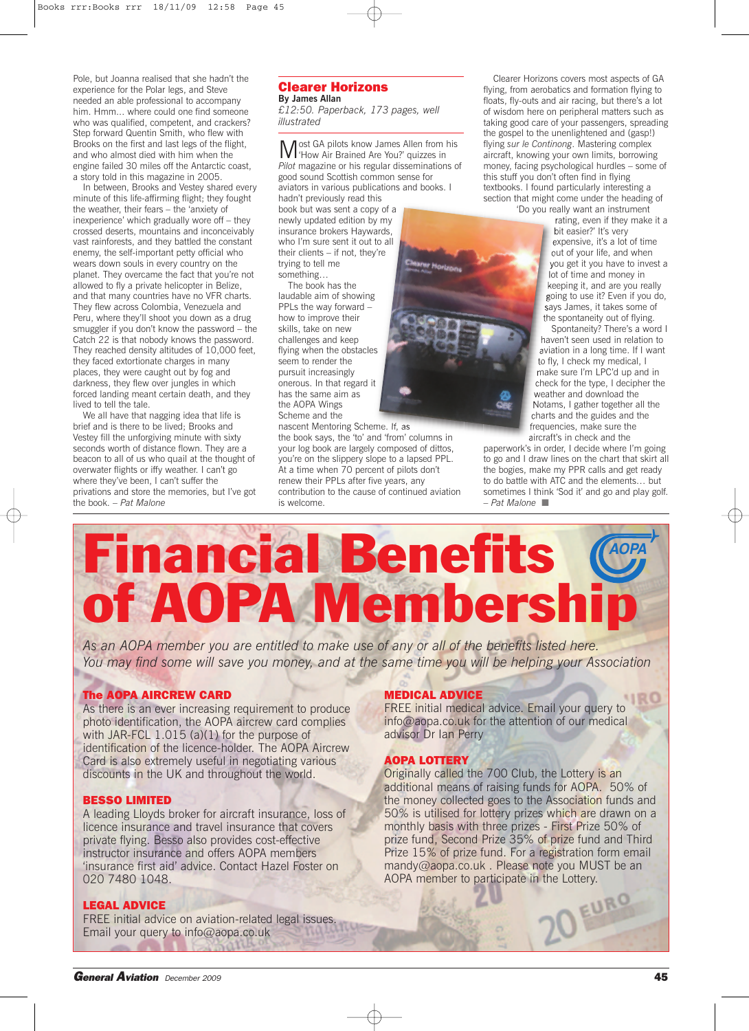Pole, but Joanna realised that she hadn't the experience for the Polar legs, and Steve needed an able professional to accompany him. Hmm… where could one find someone who was qualified, competent, and crackers? Step forward Quentin Smith, who flew with Brooks on the first and last legs of the flight, and who almost died with him when the engine failed 30 miles off the Antarctic coast, a story told in this magazine in 2005.

In between, Brooks and Vestey shared every minute of this life-affirming flight; they fought the weather, their fears – the 'anxiety of inexperience' which gradually wore off – they crossed deserts, mountains and inconceivably vast rainforests, and they battled the constant enemy, the self-important petty official who wears down souls in every country on the planet. They overcame the fact that you're not allowed to fly a private helicopter in Belize, and that many countries have no VFR charts. They flew across Colombia, Venezuela and Peru, where they'll shoot you down as a drug smuggler if you don't know the password – the Catch 22 is that nobody knows the password. They reached density altitudes of 10,000 feet, they faced extortionate charges in many places, they were caught out by fog and darkness, they flew over jungles in which forced landing meant certain death, and they lived to tell the tale.

We all have that nagging idea that life is brief and is there to be lived; Brooks and Vestey fill the unforgiving minute with sixty seconds worth of distance flown. They are a beacon to all of us who quail at the thought of overwater flights or iffy weather. I can't go where they've been, I can't suffer the privations and store the memories, but I've got the book. – *Pat Malone*

## Clearer Horizons

**By James Allan**

*£12.50. Paperback, 173 pages, well illustrated*

Most GA pilots know James Allen from his 'How Air Brained Are You?' quizzes in *Pilot* magazine or his regular disseminations of good sound Scottish common sense for aviators in various publications and books. I hadn't previously read this book but was sent a copy of a newly updated edition by my insurance brokers Haywards, who I'm sure sent it out to all their clients – if not, they're trying to tell me something…

The book has the laudable aim of showing PPLs the way forward – how to improve their skills, take on new challenges and keep flying when the obstacles seem to render the pursuit increasingly onerous. In that regard it has the same aim as the AOPA Wings Scheme and the nascent Mentoring Scheme. If, as the book says, the 'to' and 'from' columns in your log book are largely composed of dittos, you're on the slippery slope to a lapsed PPL. At a time when 70 percent of pilots don't renew their PPLs after five years, any contribution to the cause of continued aviation is welcome.

Clearer Horizons covers most aspects of GA flying, from aerobatics and formation flying to floats, fly-outs and air racing, but there's a lot of wisdom here on peripheral matters such as taking good care of your passengers, spreading the gospel to the unenlightened and (gasp!) flying *sur le Continong*. Mastering complex aircraft, knowing your own limits, borrowing money, facing psychological hurdles – some of this stuff you don't often find in flying textbooks. I found particularly interesting a section that might come under the heading of 'Do you really want an instrument rating, even if they make it a bit easier?' It's very expensive, it's a lot of time out of your life, and when you get it you have to invest a lot of time and money in keeping it, and are you really going to use it? Even if you do, says James, it takes some of the spontaneity out of flying.

Spontaneity? There's a word I haven't seen used in relation to aviation in a long time. If I want to fly, I check my medical, I make sure I'm LPC'd up and in check for the type, I decipher the weather and download the Notams, I gather together all the charts and the guides and the frequencies, make sure the aircraft's in check and the paperwork's in order, I decide where I'm going to go and I draw lines on the chart that skirt all the bogies, make my PPR calls and get ready to do battle with ATC and the elements… but sometimes I think 'Sod it' and go and play golf. – *Pat Malone* ■

# Financial Benefits of AOPA Membership

*As an AOPA member you are entitled to make use of any or all of the benefits listed here. You may find some will save you money, and at the same time you will be helping your Association*

### The AOPA AIRCREW CARD

As there is an ever increasing requirement to produce photo identification, the AOPA aircrew card complies with JAR-FCL 1.015 (a)(1) for the purpose of identification of the licence-holder. The AOPA Aircrew Card is also extremely useful in negotiating various discounts in the UK and throughout the world.

### BESSO LIMITED

A leading Lloyds broker for aircraft insurance, loss of licence insurance and travel insurance that covers private flying. Besso also provides cost-effective instructor insurance and offers AOPA members 'insurance first aid' advice. Contact Hazel Foster on 020 7480 1048.

### LEGAL ADVICE

FREE initial advice on aviation-related legal issues. Email your query to info@aopa.co.uk

### MEDICAL ADVICE

FREE initial medical advice. Email your query to info@aopa.co.uk for the attention of our medical advisor Dr Ian Perry

### AOPA LOTTERY

Originally called the 700 Club, the Lottery is an additional means of raising funds for AOPA. 50% of the money collected goes to the Association funds and 50% is utilised for lottery prizes which are drawn on a monthly basis with three prizes - First Prize 50% of prize fund, Second Prize 35% of prize fund and Third Prize 15% of prize fund. For a registration form email mandy@aopa.co.uk . Please note you MUST be an AOPA member to participate in the Lottery.